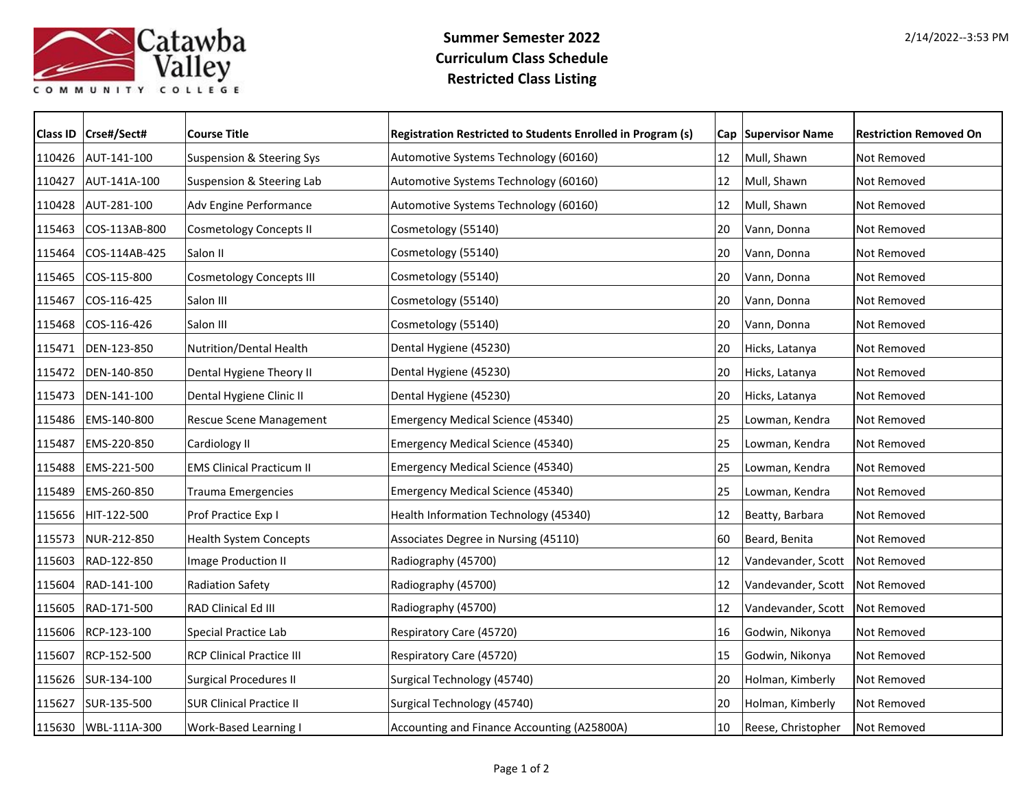Catawba Valley Community College

# Summer Semester 2022
## Curriculum Class Schedule
## Restricted Class Listing

2/14/2022--3:53 PM

| Class ID | Crse#/Sect# | Course Title | Registration Restricted to Students Enrolled in Program (s) | Cap | Supervisor Name | Restriction Removed On |
|---|---|---|---|---|---|---|
| 110426 | AUT-141-100 | Suspension & Steering Sys | Automotive Systems Technology (60160) | 12 | Mull, Shawn | Not Removed |
| 110427 | AUT-141A-100 | Suspension & Steering Lab | Automotive Systems Technology (60160) | 12 | Mull, Shawn | Not Removed |
| 110428 | AUT-281-100 | Adv Engine Performance | Automotive Systems Technology (60160) | 12 | Mull, Shawn | Not Removed |
| 115463 | COS-113AB-800 | Cosmetology Concepts II | Cosmetology (55140) | 20 | Vann, Donna | Not Removed |
| 115464 | COS-114AB-425 | Salon II | Cosmetology (55140) | 20 | Vann, Donna | Not Removed |
| 115465 | COS-115-800 | Cosmetology Concepts III | Cosmetology (55140) | 20 | Vann, Donna | Not Removed |
| 115467 | COS-116-425 | Salon III | Cosmetology (55140) | 20 | Vann, Donna | Not Removed |
| 115468 | COS-116-426 | Salon III | Cosmetology (55140) | 20 | Vann, Donna | Not Removed |
| 115471 | DEN-123-850 | Nutrition/Dental Health | Dental Hygiene (45230) | 20 | Hicks, Latanya | Not Removed |
| 115472 | DEN-140-850 | Dental Hygiene Theory II | Dental Hygiene (45230) | 20 | Hicks, Latanya | Not Removed |
| 115473 | DEN-141-100 | Dental Hygiene Clinic II | Dental Hygiene (45230) | 20 | Hicks, Latanya | Not Removed |
| 115486 | EMS-140-800 | Rescue Scene Management | Emergency Medical Science (45340) | 25 | Lowman, Kendra | Not Removed |
| 115487 | EMS-220-850 | Cardiology II | Emergency Medical Science (45340) | 25 | Lowman, Kendra | Not Removed |
| 115488 | EMS-221-500 | EMS Clinical Practicum II | Emergency Medical Science (45340) | 25 | Lowman, Kendra | Not Removed |
| 115489 | EMS-260-850 | Trauma Emergencies | Emergency Medical Science (45340) | 25 | Lowman, Kendra | Not Removed |
| 115656 | HIT-122-500 | Prof Practice Exp I | Health Information Technology (45340) | 12 | Beatty, Barbara | Not Removed |
| 115573 | NUR-212-850 | Health System Concepts | Associates Degree in Nursing (45110) | 60 | Beard, Benita | Not Removed |
| 115603 | RAD-122-850 | Image Production II | Radiography (45700) | 12 | Vandevander, Scott | Not Removed |
| 115604 | RAD-141-100 | Radiation Safety | Radiography (45700) | 12 | Vandevander, Scott | Not Removed |
| 115605 | RAD-171-500 | RAD Clinical Ed III | Radiography (45700) | 12 | Vandevander, Scott | Not Removed |
| 115606 | RCP-123-100 | Special Practice Lab | Respiratory Care (45720) | 16 | Godwin, Nikonya | Not Removed |
| 115607 | RCP-152-500 | RCP Clinical Practice III | Respiratory Care (45720) | 15 | Godwin, Nikonya | Not Removed |
| 115626 | SUR-134-100 | Surgical Procedures II | Surgical Technology (45740) | 20 | Holman, Kimberly | Not Removed |
| 115627 | SUR-135-500 | SUR Clinical Practice II | Surgical Technology (45740) | 20 | Holman, Kimberly | Not Removed |
| 115630 | WBL-111A-300 | Work-Based Learning I | Accounting and Finance Accounting (A25800A) | 10 | Reese, Christopher | Not Removed |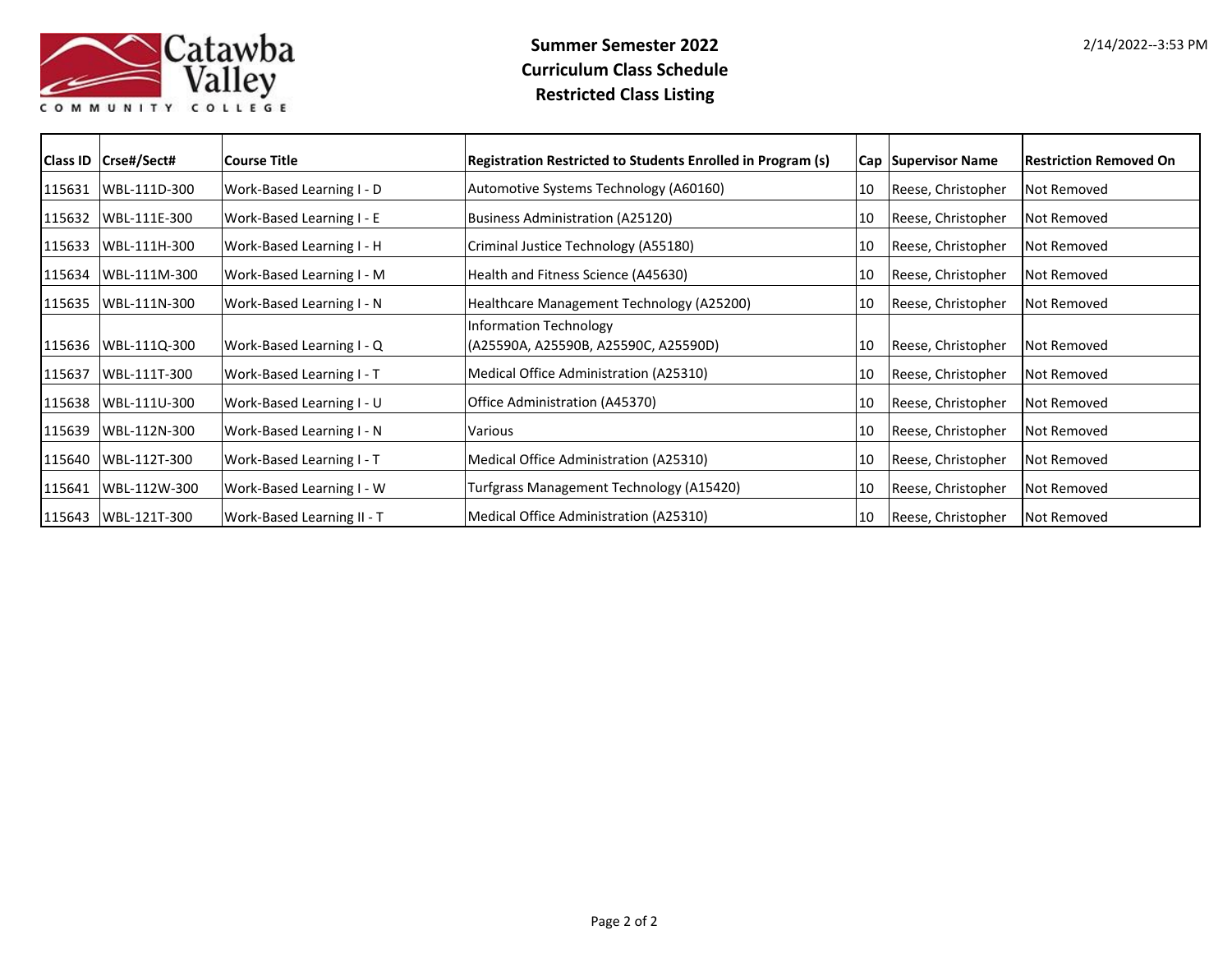**Summer Semester 2022**
**Curriculum Class Schedule**
**Restricted Class Listing**

2/14/2022--3:53 PM

| Class ID | Crse#/Sect# | Course Title | Registration Restricted to Students Enrolled in Program (s) | Cap | Supervisor Name | Restriction Removed On |
|---|---|---|---|---|---|---|
| 115631 | WBL-111D-300 | Work-Based Learning I - D | Automotive Systems Technology (A60160) | 10 | Reese, Christopher | Not Removed |
| 115632 | WBL-111E-300 | Work-Based Learning I - E | Business Administration (A25120) | 10 | Reese, Christopher | Not Removed |
| 115633 | WBL-111H-300 | Work-Based Learning I - H | Criminal Justice Technology (A55180) | 10 | Reese, Christopher | Not Removed |
| 115634 | WBL-111M-300 | Work-Based Learning I - M | Health and Fitness Science (A45630) | 10 | Reese, Christopher | Not Removed |
| 115635 | WBL-111N-300 | Work-Based Learning I - N | Healthcare Management Technology (A25200) | 10 | Reese, Christopher | Not Removed |
| 115636 | WBL-111Q-300 | Work-Based Learning I - Q | Information Technology (A25590A, A25590B, A25590C, A25590D) | 10 | Reese, Christopher | Not Removed |
| 115637 | WBL-111T-300 | Work-Based Learning I - T | Medical Office Administration (A25310) | 10 | Reese, Christopher | Not Removed |
| 115638 | WBL-111U-300 | Work-Based Learning I - U | Office Administration (A45370) | 10 | Reese, Christopher | Not Removed |
| 115639 | WBL-112N-300 | Work-Based Learning I - N | Various | 10 | Reese, Christopher | Not Removed |
| 115640 | WBL-112T-300 | Work-Based Learning I - T | Medical Office Administration (A25310) | 10 | Reese, Christopher | Not Removed |
| 115641 | WBL-112W-300 | Work-Based Learning I - W | Turfgrass Management Technology (A15420) | 10 | Reese, Christopher | Not Removed |
| 115643 | WBL-121T-300 | Work-Based Learning II - T | Medical Office Administration (A25310) | 10 | Reese, Christopher | Not Removed |